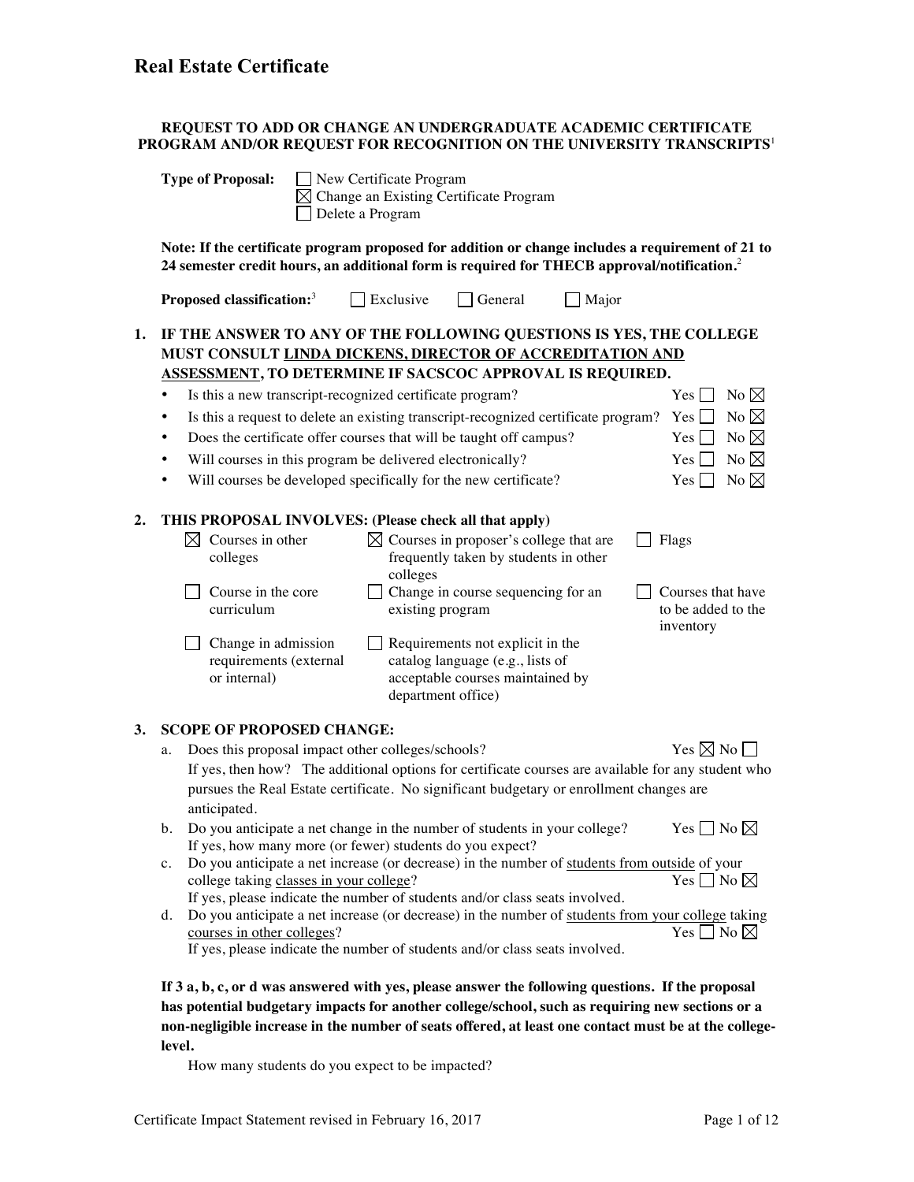# Real Estate Certificate

**REQUEST TO ADD OR CHANGE AN UNDERGRADUATE ACADEMIC CERTIFICATE PROGRAM AND/OR REQUEST FOR RECOGNITION ON THE UNIVERSITY TRANSCRIPTS**[1]

**Type of Proposal:**
- ☐ New Certificate Program
- ☒ Change an Existing Certificate Program
- ☐ Delete a Program

**Note: If the certificate program proposed for addition or change includes a requirement of 21 to 24 semester credit hours, an additional form is required for THECB approval/notification.**[2]

**Proposed classification:**[3] ☐ Exclusive ☐ General ☐ Major

**1. IF THE ANSWER TO ANY OF THE FOLLOWING QUESTIONS IS YES, THE COLLEGE MUST CONSULT LINDA DICKENS, DIRECTOR OF ACCREDITATION AND ASSESSMENT, TO DETERMINE IF SACSCOC APPROVAL IS REQUIRED.**

- Is this a new transcript-recognized certificate program? Yes ☐ No ☒
- Is this a request to delete an existing transcript-recognized certificate program? Yes ☐ No ☒
- Does the certificate offer courses that will be taught off campus? Yes ☐ No ☒
- Will courses in this program be delivered electronically? Yes ☐ No ☒
- Will courses be developed specifically for the new certificate? Yes ☐ No ☒

**2. THIS PROPOSAL INVOLVES: (Please check all that apply)**

- ☒ Courses in other colleges
- ☒ Courses in proposer's college that are frequently taken by students in other colleges
- ☐ Flags
- ☐ Course in the core curriculum
- ☐ Change in course sequencing for an existing program
- ☐ Courses that have to be added to the inventory
- ☐ Change in admission requirements (external or internal)
- ☐ Requirements not explicit in the catalog language (e.g., lists of acceptable courses maintained by department office)

**3. SCOPE OF PROPOSED CHANGE:**

a. Does this proposal impact other colleges/schools? Yes ☒ No ☐
If yes, then how? The additional options for certificate courses are available for any student who pursues the Real Estate certificate. No significant budgetary or enrollment changes are anticipated.

b. Do you anticipate a net change in the number of students in your college? Yes ☐ No ☒
If yes, how many more (or fewer) students do you expect?

c. Do you anticipate a net increase (or decrease) in the number of students from outside of your college taking classes in your college? Yes ☐ No ☒
If yes, please indicate the number of students and/or class seats involved.

d. Do you anticipate a net increase (or decrease) in the number of students from your college taking courses in other colleges? Yes ☐ No ☒
If yes, please indicate the number of students and/or class seats involved.

**If 3 a, b, c, or d was answered with yes, please answer the following questions. If the proposal has potential budgetary impacts for another college/school, such as requiring new sections or a non-negligible increase in the number of seats offered, at least one contact must be at the college-level.**

How many students do you expect to be impacted?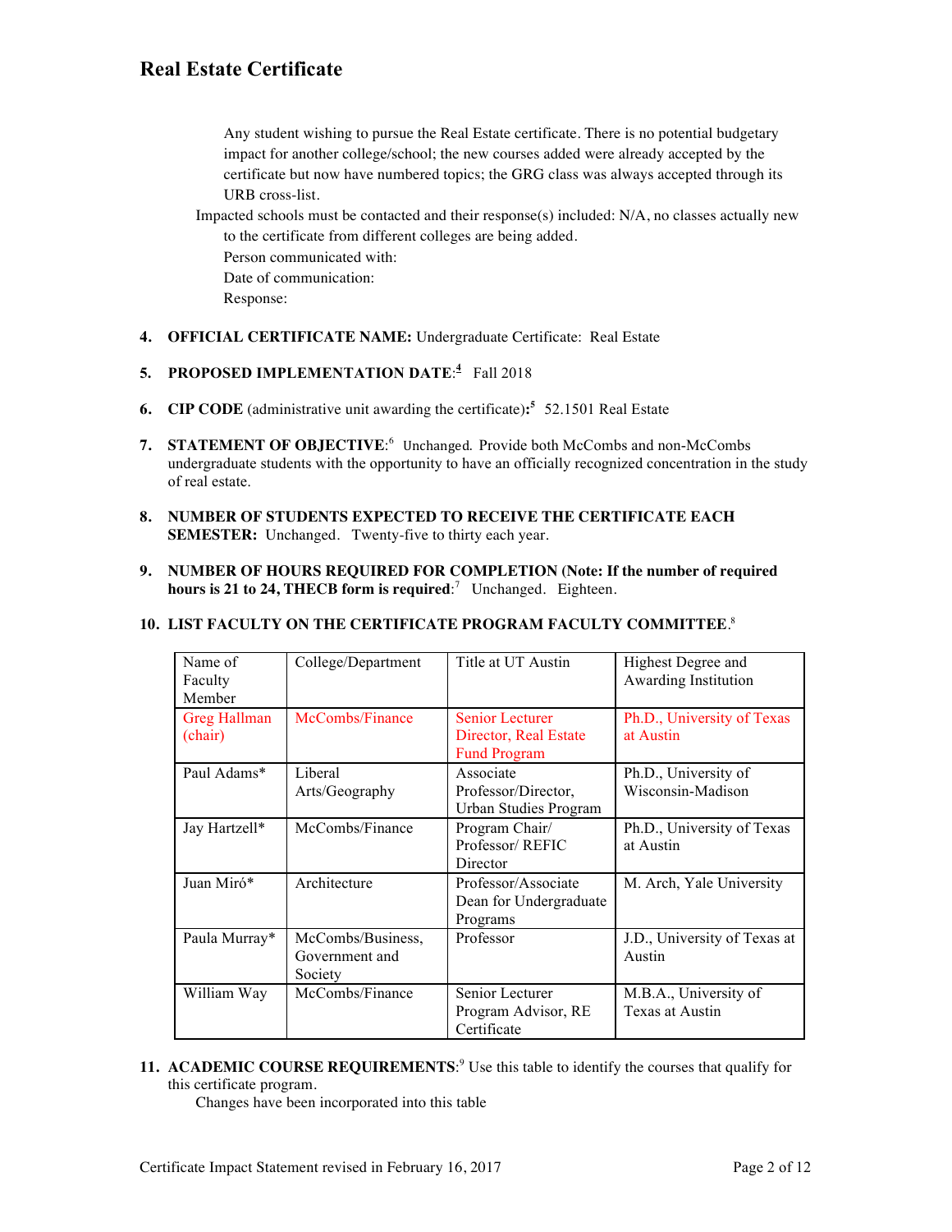# Real Estate Certificate

Any student wishing to pursue the Real Estate certificate. There is no potential budgetary impact for another college/school; the new courses added were already accepted by the certificate but now have numbered topics; the GRG class was always accepted through its URB cross-list.

Impacted schools must be contacted and their response(s) included: N/A, no classes actually new to the certificate from different colleges are being added.

Person communicated with:

Date of communication:

Response:

4. **OFFICIAL CERTIFICATE NAME:** Undergraduate Certificate: Real Estate

5. **PROPOSED IMPLEMENTATION DATE**:[4] Fall 2018

6. **CIP CODE** (administrative unit awarding the certificate)**:**[5] 52.1501 Real Estate

7. **STATEMENT OF OBJECTIVE**:[6] Unchanged. Provide both McCombs and non-McCombs undergraduate students with the opportunity to have an officially recognized concentration in the study of real estate.

8. **NUMBER OF STUDENTS EXPECTED TO RECEIVE THE CERTIFICATE EACH SEMESTER:** Unchanged. Twenty-five to thirty each year.

9. **NUMBER OF HOURS REQUIRED FOR COMPLETION (Note: If the number of required hours is 21 to 24, THECB form is required**:[7] Unchanged. Eighteen.

10. **LIST FACULTY ON THE CERTIFICATE PROGRAM FACULTY COMMITTEE**.[8]

| Name of Faculty Member | College/Department | Title at UT Austin | Highest Degree and Awarding Institution |
|---|---|---|---|
| Greg Hallman (chair) | McCombs/Finance | Senior Lecturer Director, Real Estate Fund Program | Ph.D., University of Texas at Austin |
| Paul Adams* | Liberal Arts/Geography | Associate Professor/Director, Urban Studies Program | Ph.D., University of Wisconsin-Madison |
| Jay Hartzell* | McCombs/Finance | Program Chair/ Professor/ REFIC Director | Ph.D., University of Texas at Austin |
| Juan Miró* | Architecture | Professor/Associate Dean for Undergraduate Programs | M. Arch, Yale University |
| Paula Murray* | McCombs/Business, Government and Society | Professor | J.D., University of Texas at Austin |
| William Way | McCombs/Finance | Senior Lecturer Program Advisor, RE Certificate | M.B.A., University of Texas at Austin |

11. **ACADEMIC COURSE REQUIREMENTS**:[9] Use this table to identify the courses that qualify for this certificate program.

    Changes have been incorporated into this table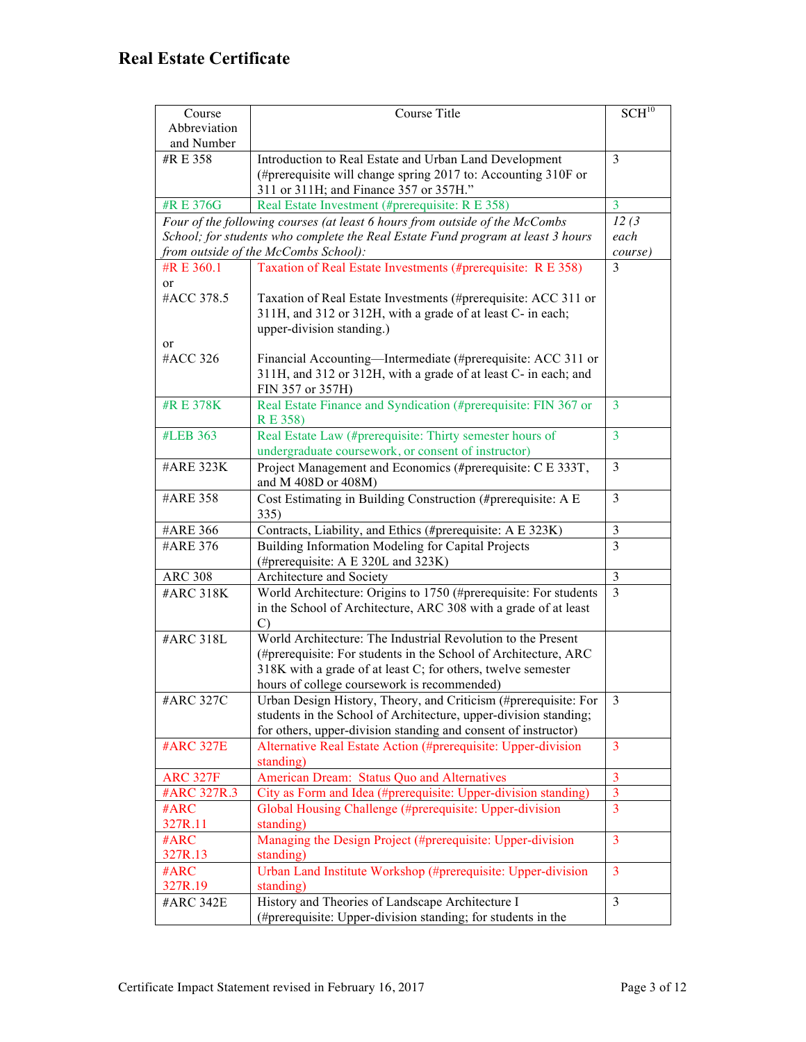# Real Estate Certificate

| Course Abbreviation and Number | Course Title | SCH[10] |
|---|---|---|
| #R E 358 | Introduction to Real Estate and Urban Land Development (#prerequisite will change spring 2017 to: Accounting 310F or 311 or 311H; and Finance 357 or 357H." | 3 |
| #R E 376G | Real Estate Investment (#prerequisite: R E 358) | 3 |
| *Four of the following courses (at least 6 hours from outside of the McCombs School; for students who complete the Real Estate Fund program at least 3 hours from outside of the McCombs School):* | | *12 (3 each course)* |
| #R E 360.1 or #ACC 378.5 or #ACC 326 | Taxation of Real Estate Investments (#prerequisite: R E 358)<br><br>Taxation of Real Estate Investments (#prerequisite: ACC 311 or 311H, and 312 or 312H, with a grade of at least C- in each; upper-division standing.)<br><br>Financial Accounting—Intermediate (#prerequisite: ACC 311 or 311H, and 312 or 312H, with a grade of at least C- in each; and FIN 357 or 357H) | 3 |
| #R E 378K | Real Estate Finance and Syndication (#prerequisite: FIN 367 or R E 358) | 3 |
| #LEB 363 | Real Estate Law (#prerequisite: Thirty semester hours of undergraduate coursework, or consent of instructor) | 3 |
| #ARE 323K | Project Management and Economics (#prerequisite: C E 333T, and M 408D or 408M) | 3 |
| #ARE 358 | Cost Estimating in Building Construction (#prerequisite: A E 335) | 3 |
| #ARE 366 | Contracts, Liability, and Ethics (#prerequisite: A E 323K) | 3 |
| #ARE 376 | Building Information Modeling for Capital Projects (#prerequisite: A E 320L and 323K) | 3 |
| ARC 308 | Architecture and Society | 3 |
| #ARC 318K | World Architecture: Origins to 1750 (#prerequisite: For students in the School of Architecture, ARC 308 with a grade of at least C) | 3 |
| #ARC 318L | World Architecture: The Industrial Revolution to the Present (#prerequisite: For students in the School of Architecture, ARC 318K with a grade of at least C; for others, twelve semester hours of college coursework is recommended) | |
| #ARC 327C | Urban Design History, Theory, and Criticism (#prerequisite: For students in the School of Architecture, upper-division standing; for others, upper-division standing and consent of instructor) | 3 |
| #ARC 327E | Alternative Real Estate Action (#prerequisite: Upper-division standing) | 3 |
| ARC 327F | American Dream: Status Quo and Alternatives | 3 |
| #ARC 327R.3 | City as Form and Idea (#prerequisite: Upper-division standing) | 3 |
| #ARC 327R.11 | Global Housing Challenge (#prerequisite: Upper-division standing) | 3 |
| #ARC 327R.13 | Managing the Design Project (#prerequisite: Upper-division standing) | 3 |
| #ARC 327R.19 | Urban Land Institute Workshop (#prerequisite: Upper-division standing) | 3 |
| #ARC 342E | History and Theories of Landscape Architecture I (#prerequisite: Upper-division standing; for students in the | 3 |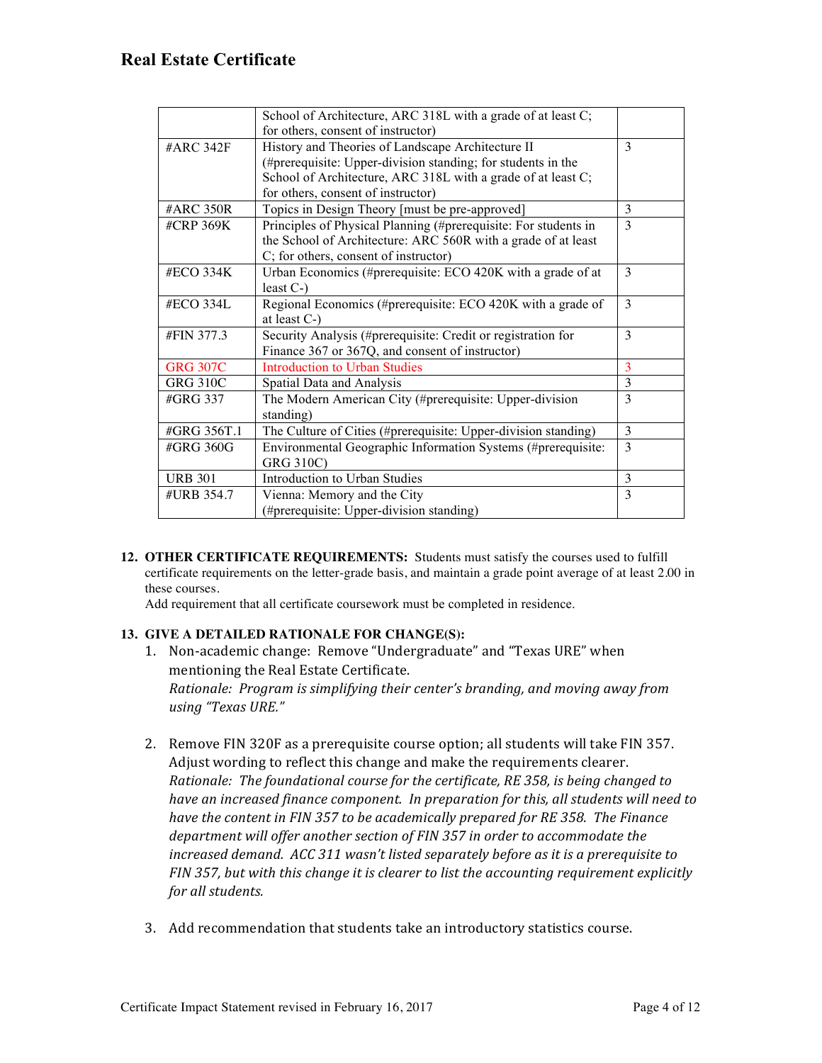## Real Estate Certificate

| | | |
|---|---|---|
| | School of Architecture, ARC 318L with a grade of at least C; for others, consent of instructor) | |
| #ARC 342F | History and Theories of Landscape Architecture II (#prerequisite: Upper-division standing; for students in the School of Architecture, ARC 318L with a grade of at least C; for others, consent of instructor) | 3 |
| #ARC 350R | Topics in Design Theory [must be pre-approved] | 3 |
| #CRP 369K | Principles of Physical Planning (#prerequisite: For students in the School of Architecture: ARC 560R with a grade of at least C; for others, consent of instructor) | 3 |
| #ECO 334K | Urban Economics (#prerequisite: ECO 420K with a grade of at least C-) | 3 |
| #ECO 334L | Regional Economics (#prerequisite: ECO 420K with a grade of at least C-) | 3 |
| #FIN 377.3 | Security Analysis (#prerequisite: Credit or registration for Finance 367 or 367Q, and consent of instructor) | 3 |
| GRG 307C | Introduction to Urban Studies | 3 |
| GRG 310C | Spatial Data and Analysis | 3 |
| #GRG 337 | The Modern American City (#prerequisite: Upper-division standing) | 3 |
| #GRG 356T.1 | The Culture of Cities (#prerequisite: Upper-division standing) | 3 |
| #GRG 360G | Environmental Geographic Information Systems (#prerequisite: GRG 310C) | 3 |
| URB 301 | Introduction to Urban Studies | 3 |
| #URB 354.7 | Vienna: Memory and the City (#prerequisite: Upper-division standing) | 3 |

**12. OTHER CERTIFICATE REQUIREMENTS:** Students must satisfy the courses used to fulfill certificate requirements on the letter-grade basis, and maintain a grade point average of at least 2.00 in these courses.
Add requirement that all certificate coursework must be completed in residence.

**13. GIVE A DETAILED RATIONALE FOR CHANGE(S):**

1. Non-academic change: Remove "Undergraduate" and "Texas URE" when mentioning the Real Estate Certificate.
   *Rationale: Program is simplifying their center's branding, and moving away from using "Texas URE."*

2. Remove FIN 320F as a prerequisite course option; all students will take FIN 357. Adjust wording to reflect this change and make the requirements clearer.
   *Rationale: The foundational course for the certificate, RE 358, is being changed to have an increased finance component. In preparation for this, all students will need to have the content in FIN 357 to be academically prepared for RE 358. The Finance department will offer another section of FIN 357 in order to accommodate the increased demand. ACC 311 wasn't listed separately before as it is a prerequisite to FIN 357, but with this change it is clearer to list the accounting requirement explicitly for all students.*

3. Add recommendation that students take an introductory statistics course.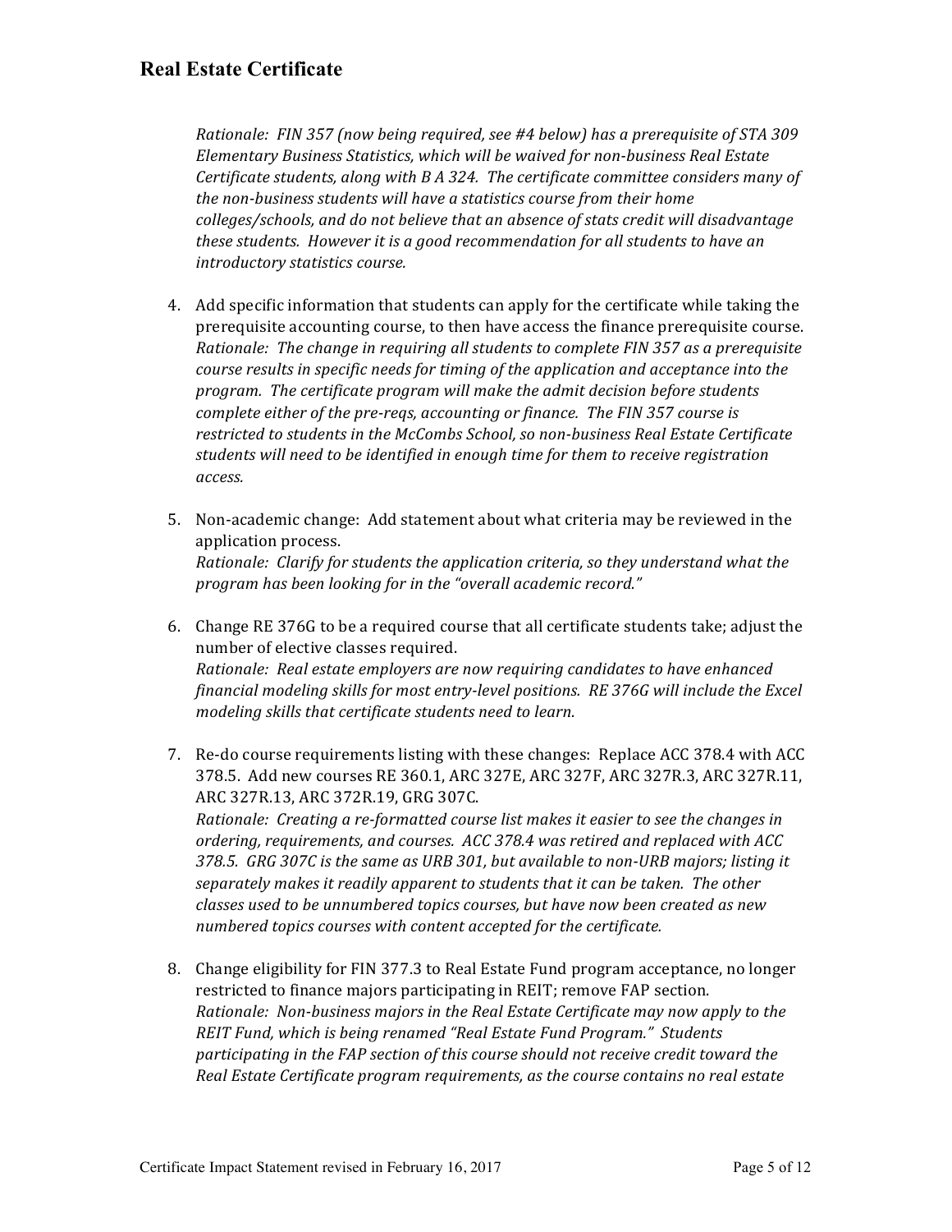*Rationale: FIN 357 (now being required, see #4 below) has a prerequisite of STA 309 Elementary Business Statistics, which will be waived for non-business Real Estate Certificate students, along with B A 324. The certificate committee considers many of the non-business students will have a statistics course from their home colleges/schools, and do not believe that an absence of stats credit will disadvantage these students. However it is a good recommendation for all students to have an introductory statistics course.*

4. Add specific information that students can apply for the certificate while taking the prerequisite accounting course, to then have access the finance prerequisite course.
   *Rationale: The change in requiring all students to complete FIN 357 as a prerequisite course results in specific needs for timing of the application and acceptance into the program. The certificate program will make the admit decision before students complete either of the pre-reqs, accounting or finance. The FIN 357 course is restricted to students in the McCombs School, so non-business Real Estate Certificate students will need to be identified in enough time for them to receive registration access.*

5. Non-academic change: Add statement about what criteria may be reviewed in the application process.
   *Rationale: Clarify for students the application criteria, so they understand what the program has been looking for in the "overall academic record."*

6. Change RE 376G to be a required course that all certificate students take; adjust the number of elective classes required.
   *Rationale: Real estate employers are now requiring candidates to have enhanced financial modeling skills for most entry-level positions. RE 376G will include the Excel modeling skills that certificate students need to learn.*

7. Re-do course requirements listing with these changes: Replace ACC 378.4 with ACC 378.5. Add new courses RE 360.1, ARC 327E, ARC 327F, ARC 327R.3, ARC 327R.11, ARC 327R.13, ARC 372R.19, GRG 307C.
   *Rationale: Creating a re-formatted course list makes it easier to see the changes in ordering, requirements, and courses. ACC 378.4 was retired and replaced with ACC 378.5. GRG 307C is the same as URB 301, but available to non-URB majors; listing it separately makes it readily apparent to students that it can be taken. The other classes used to be unnumbered topics courses, but have now been created as new numbered topics courses with content accepted for the certificate.*

8. Change eligibility for FIN 377.3 to Real Estate Fund program acceptance, no longer restricted to finance majors participating in REIT; remove FAP section.
   *Rationale: Non-business majors in the Real Estate Certificate may now apply to the REIT Fund, which is being renamed "Real Estate Fund Program." Students participating in the FAP section of this course should not receive credit toward the Real Estate Certificate program requirements, as the course contains no real estate*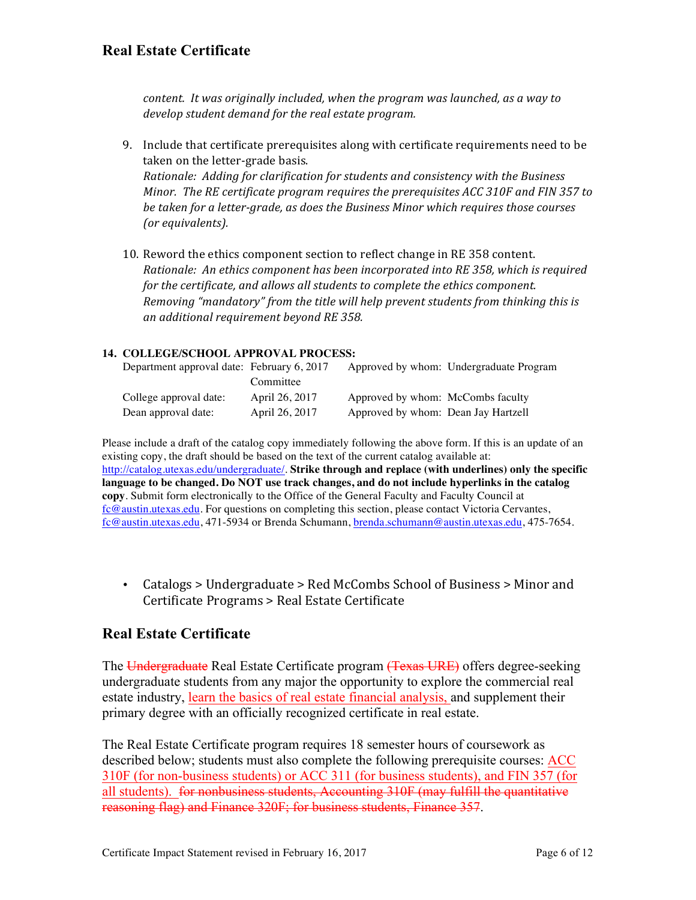*content. It was originally included, when the program was launched, as a way to develop student demand for the real estate program.*

9. Include that certificate prerequisites along with certificate requirements need to be taken on the letter-grade basis.
   *Rationale: Adding for clarification for students and consistency with the Business Minor. The RE certificate program requires the prerequisites ACC 310F and FIN 357 to be taken for a letter-grade, as does the Business Minor which requires those courses (or equivalents).*

10. Reword the ethics component section to reflect change in RE 358 content.
    *Rationale: An ethics component has been incorporated into RE 358, which is required for the certificate, and allows all students to complete the ethics component. Removing "mandatory" from the title will help prevent students from thinking this is an additional requirement beyond RE 358.*

**14. COLLEGE/SCHOOL APPROVAL PROCESS:**

| | | |
|---|---|---|
| Department approval date: | February 6, 2017 | Approved by whom: Undergraduate Program Committee |
| College approval date: | April 26, 2017 | Approved by whom: McCombs faculty |
| Dean approval date: | April 26, 2017 | Approved by whom: Dean Jay Hartzell |

Please include a draft of the catalog copy immediately following the above form. If this is an update of an existing copy, the draft should be based on the text of the current catalog available at: http://catalog.utexas.edu/undergraduate/. **Strike through and replace (with underlines) only the specific language to be changed. Do NOT use track changes, and do not include hyperlinks in the catalog copy**. Submit form electronically to the Office of the General Faculty and Faculty Council at fc@austin.utexas.edu. For questions on completing this section, please contact Victoria Cervantes, fc@austin.utexas.edu, 471-5934 or Brenda Schumann, brenda.schumann@austin.utexas.edu, 475-7654.

- Catalogs > Undergraduate > Red McCombs School of Business > Minor and Certificate Programs > Real Estate Certificate

## Real Estate Certificate

The ~~Undergraduate~~ Real Estate Certificate program ~~(Texas URE)~~ offers degree-seeking undergraduate students from any major the opportunity to explore the commercial real estate industry, <u>learn the basics of real estate financial analysis,</u> and supplement their primary degree with an officially recognized certificate in real estate.

The Real Estate Certificate program requires 18 semester hours of coursework as described below; students must also complete the following prerequisite courses: <u>ACC 310F (for non-business students) or ACC 311 (for business students), and FIN 357 (for all students).</u> ~~for nonbusiness students, Accounting 310F (may fulfill the quantitative reasoning flag) and Finance 320F; for business students, Finance 357~~.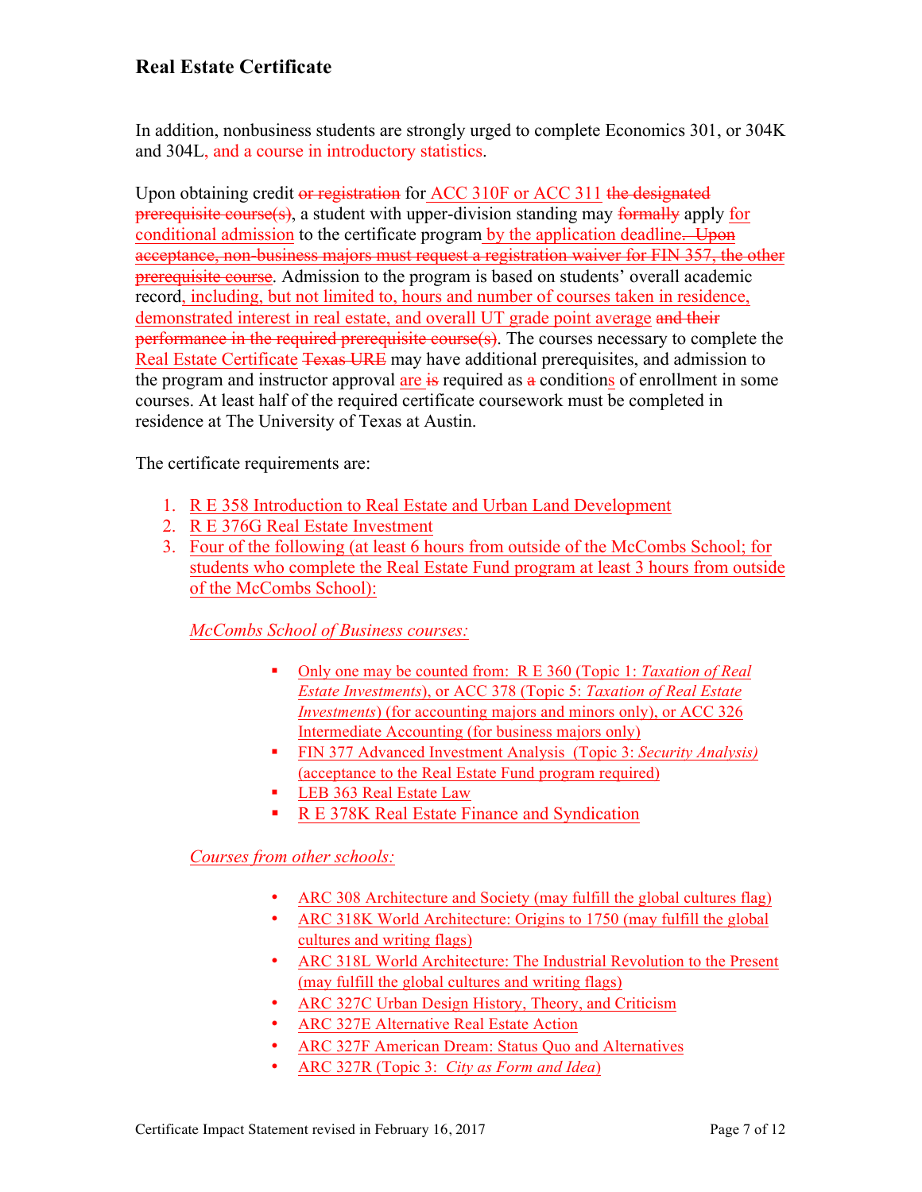## Real Estate Certificate

In addition, nonbusiness students are strongly urged to complete Economics 301, or 304K and 304L, and a course in introductory statistics.

Upon obtaining credit ~~or registration~~ for ACC 310F or ACC 311 ~~the designated prerequisite course(s)~~, a student with upper-division standing may ~~formally~~ apply for conditional admission to the certificate program by the application deadline~~. Upon acceptance, non-business majors must request a registration waiver for FIN 357, the other prerequisite course~~. Admission to the program is based on students' overall academic record, including, but not limited to, hours and number of courses taken in residence, demonstrated interest in real estate, and overall UT grade point average ~~and their performance in the required prerequisite course(s)~~. The courses necessary to complete the Real Estate Certificate ~~Texas URE~~ may have additional prerequisites, and admission to the program and instructor approval are ~~is~~ required as ~~a~~ conditions of enrollment in some courses. At least half of the required certificate coursework must be completed in residence at The University of Texas at Austin.

The certificate requirements are:

1. R E 358 Introduction to Real Estate and Urban Land Development
2. R E 376G Real Estate Investment
3. Four of the following (at least 6 hours from outside of the McCombs School; for students who complete the Real Estate Fund program at least 3 hours from outside of the McCombs School):

   *McCombs School of Business courses:*

   - Only one may be counted from: R E 360 (Topic 1: *Taxation of Real Estate Investments*), or ACC 378 (Topic 5: *Taxation of Real Estate Investments*) (for accounting majors and minors only), or ACC 326 Intermediate Accounting (for business majors only)
   - FIN 377 Advanced Investment Analysis (Topic 3: *Security Analysis)* (acceptance to the Real Estate Fund program required)
   - LEB 363 Real Estate Law
   - R E 378K Real Estate Finance and Syndication

   *Courses from other schools:*

   - ARC 308 Architecture and Society (may fulfill the global cultures flag)
   - ARC 318K World Architecture: Origins to 1750 (may fulfill the global cultures and writing flags)
   - ARC 318L World Architecture: The Industrial Revolution to the Present (may fulfill the global cultures and writing flags)
   - ARC 327C Urban Design History, Theory, and Criticism
   - ARC 327E Alternative Real Estate Action
   - ARC 327F American Dream: Status Quo and Alternatives
   - ARC 327R (Topic 3: *City as Form and Idea*)

Certificate Impact Statement revised in February 16, 2017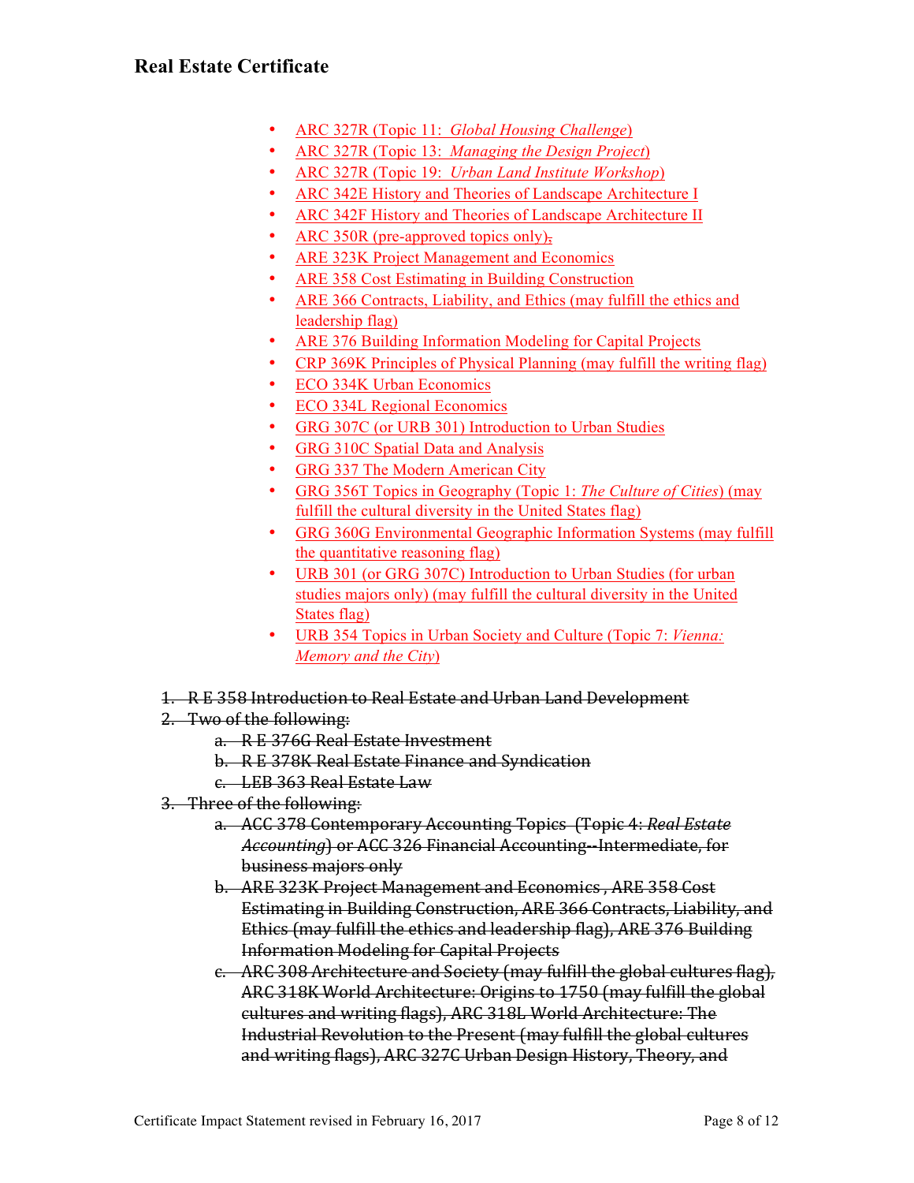## Real Estate Certificate

- ARC 327R (Topic 11: *Global Housing Challenge*)
- ARC 327R (Topic 13: *Managing the Design Project*)
- ARC 327R (Topic 19: *Urban Land Institute Workshop*)
- ARC 342E History and Theories of Landscape Architecture I
- ARC 342F History and Theories of Landscape Architecture II
- ARC 350R (pre-approved topics only)~~,~~
- ARE 323K Project Management and Economics
- ARE 358 Cost Estimating in Building Construction
- ARE 366 Contracts, Liability, and Ethics (may fulfill the ethics and leadership flag)
- ARE 376 Building Information Modeling for Capital Projects
- CRP 369K Principles of Physical Planning (may fulfill the writing flag)
- ECO 334K Urban Economics
- ECO 334L Regional Economics
- GRG 307C (or URB 301) Introduction to Urban Studies
- GRG 310C Spatial Data and Analysis
- GRG 337 The Modern American City
- GRG 356T Topics in Geography (Topic 1: *The Culture of Cities*) (may fulfill the cultural diversity in the United States flag)
- GRG 360G Environmental Geographic Information Systems (may fulfill the quantitative reasoning flag)
- URB 301 (or GRG 307C) Introduction to Urban Studies (for urban studies majors only) (may fulfill the cultural diversity in the United States flag)
- URB 354 Topics in Urban Society and Culture (Topic 7: *Vienna: Memory and the City*)

1. ~~R E 358 Introduction to Real Estate and Urban Land Development~~
2. ~~Two of the following:~~
   a. ~~R E 376G Real Estate Investment~~
   b. ~~R E 378K Real Estate Finance and Syndication~~
   c. ~~LEB 363 Real Estate Law~~
3. ~~Three of the following:~~
   a. ~~ACC 378 Contemporary Accounting Topics (Topic 4: *Real Estate Accounting*) or ACC 326 Financial Accounting--Intermediate, for business majors only~~
   b. ~~ARE 323K Project Management and Economics , ARE 358 Cost Estimating in Building Construction, ARE 366 Contracts, Liability, and Ethics (may fulfill the ethics and leadership flag), ARE 376 Building Information Modeling for Capital Projects~~
   c. ~~ARC 308 Architecture and Society (may fulfill the global cultures flag), ARC 318K World Architecture: Origins to 1750 (may fulfill the global cultures and writing flags), ARC 318L World Architecture: The Industrial Revolution to the Present (may fulfill the global cultures and writing flags), ARC 327C Urban Design History, Theory, and~~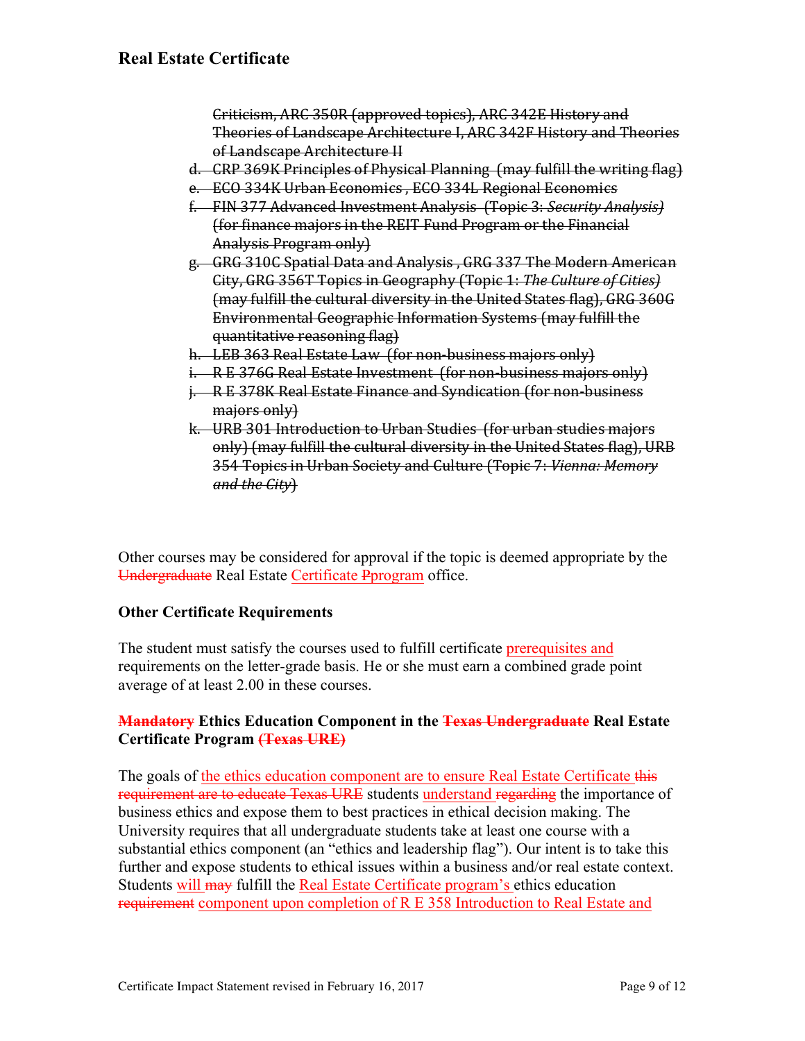## Real Estate Certificate

~~Criticism, ARC 350R (approved topics), ARC 342E History and Theories of Landscape Architecture I, ARC 342F History and Theories of Landscape Architecture II~~

d. ~~CRP 369K Principles of Physical Planning (may fulfill the writing flag)~~
e. ~~ECO 334K Urban Economics, ECO 334L Regional Economics~~
f. ~~FIN 377 Advanced Investment Analysis (Topic 3: *Security Analysis*) (for finance majors in the REIT Fund Program or the Financial Analysis Program only)~~
g. ~~GRG 310C Spatial Data and Analysis, GRG 337 The Modern American City, GRG 356T Topics in Geography (Topic 1: *The Culture of Cities*) (may fulfill the cultural diversity in the United States flag), GRG 360G Environmental Geographic Information Systems (may fulfill the quantitative reasoning flag)~~
h. ~~LEB 363 Real Estate Law (for non-business majors only)~~
i. ~~R E 376G Real Estate Investment (for non-business majors only)~~
j. ~~R E 378K Real Estate Finance and Syndication (for non-business majors only)~~
k. ~~URB 301 Introduction to Urban Studies (for urban studies majors only) (may fulfill the cultural diversity in the United States flag), URB 354 Topics in Urban Society and Culture (Topic 7: *Vienna: Memory and the City*)~~

Other courses may be considered for approval if the topic is deemed appropriate by the ~~Undergraduate~~ Real Estate Certificate ~~P~~program office.

### Other Certificate Requirements

The student must satisfy the courses used to fulfill certificate prerequisites and requirements on the letter-grade basis. He or she must earn a combined grade point average of at least 2.00 in these courses.

### ~~Mandatory~~ Ethics Education Component in the ~~Texas Undergraduate~~ Real Estate Certificate Program ~~(Texas URE)~~

The goals of the ethics education component are to ensure Real Estate Certificate ~~this requirement are to educate Texas URE~~ students understand ~~regarding~~ the importance of business ethics and expose them to best practices in ethical decision making. The University requires that all undergraduate students take at least one course with a substantial ethics component (an "ethics and leadership flag"). Our intent is to take this further and expose students to ethical issues within a business and/or real estate context. Students will ~~may~~ fulfill the Real Estate Certificate program's ethics education ~~requirement~~ component upon completion of R E 358 Introduction to Real Estate and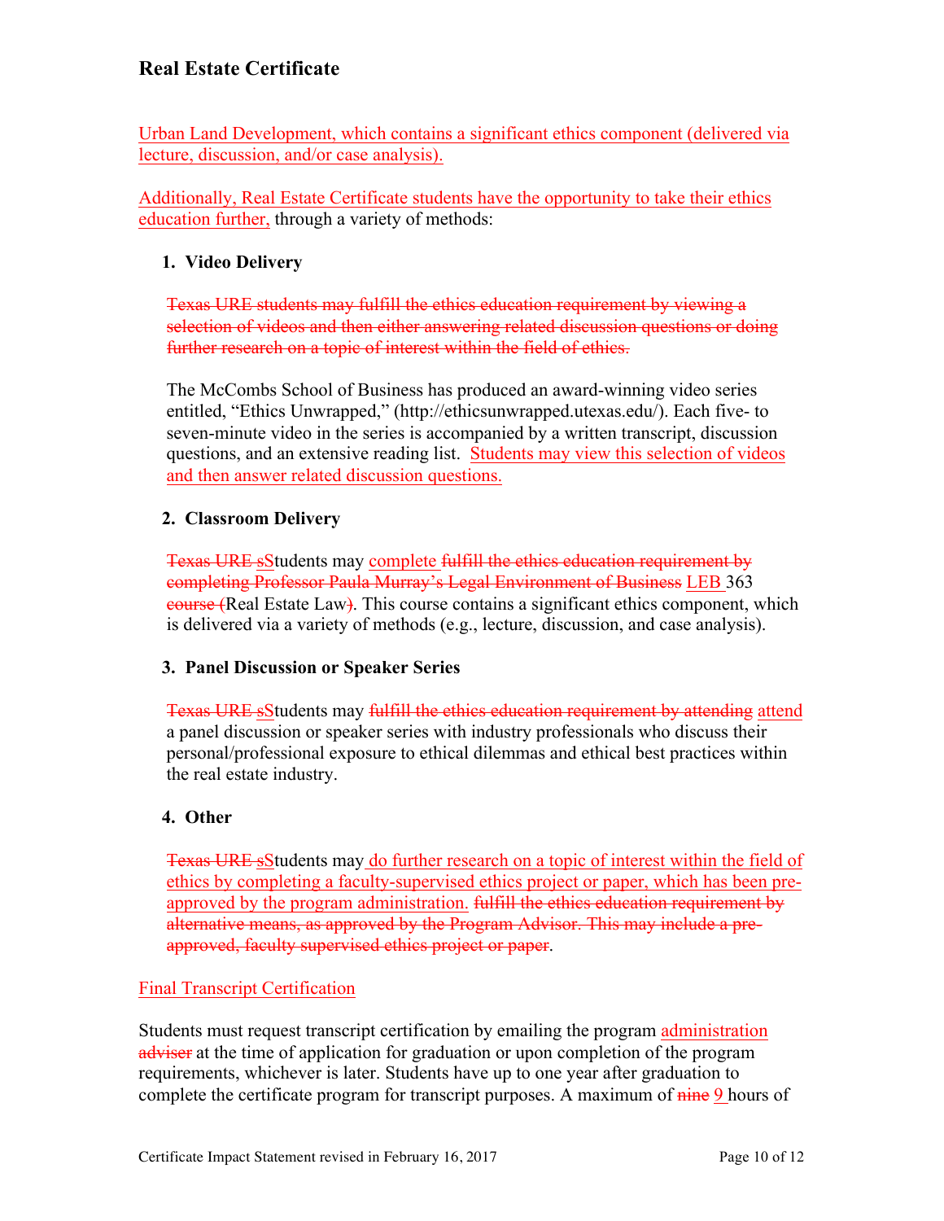## Real Estate Certificate

Urban Land Development, which contains a significant ethics component (delivered via lecture, discussion, and/or case analysis).

Additionally, Real Estate Certificate students have the opportunity to take their ethics education further, through a variety of methods:

1. **Video Delivery**

   ~~Texas URE students may fulfill the ethics education requirement by viewing a selection of videos and then either answering related discussion questions or doing further research on a topic of interest within the field of ethics.~~

   The McCombs School of Business has produced an award-winning video series entitled, "Ethics Unwrapped," (http://ethicsunwrapped.utexas.edu/). Each five- to seven-minute video in the series is accompanied by a written transcript, discussion questions, and an extensive reading list. Students may view this selection of videos and then answer related discussion questions.

2. **Classroom Delivery**

   ~~Texas URE s~~Students may complete ~~fulfill the ethics education requirement by completing Professor Paula Murray's Legal Environment of Business~~ LEB 363 ~~course (~~Real Estate Law~~)~~. This course contains a significant ethics component, which is delivered via a variety of methods (e.g., lecture, discussion, and case analysis).

3. **Panel Discussion or Speaker Series**

   ~~Texas URE s~~Students may ~~fulfill the ethics education requirement by attending~~ attend a panel discussion or speaker series with industry professionals who discuss their personal/professional exposure to ethical dilemmas and ethical best practices within the real estate industry.

4. **Other**

   ~~Texas URE s~~Students may do further research on a topic of interest within the field of ethics by completing a faculty-supervised ethics project or paper, which has been pre-approved by the program administration. ~~fulfill the ethics education requirement by alternative means, as approved by the Program Advisor. This may include a pre-approved, faculty supervised ethics project or paper~~.

Final Transcript Certification

Students must request transcript certification by emailing the program administration ~~adviser~~ at the time of application for graduation or upon completion of the program requirements, whichever is later. Students have up to one year after graduation to complete the certificate program for transcript purposes. A maximum of ~~nine~~ 9 hours of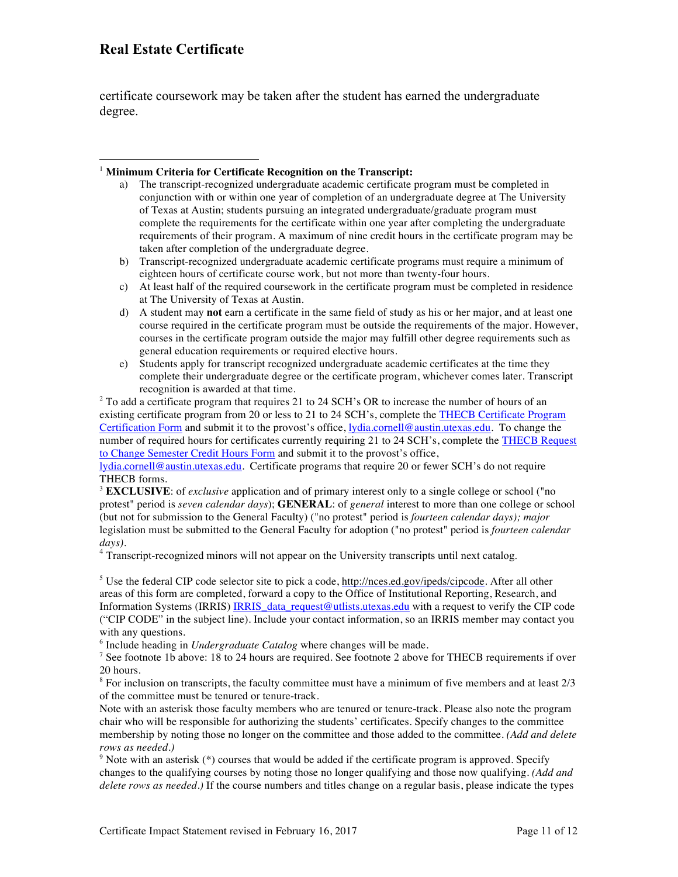certificate coursework may be taken after the student has earned the undergraduate degree.

---

[1] **Minimum Criteria for Certificate Recognition on the Transcript:**

a) The transcript-recognized undergraduate academic certificate program must be completed in conjunction with or within one year of completion of an undergraduate degree at The University of Texas at Austin; students pursuing an integrated undergraduate/graduate program must complete the requirements for the certificate within one year after completing the undergraduate requirements of their program. A maximum of nine credit hours in the certificate program may be taken after completion of the undergraduate degree.

b) Transcript-recognized undergraduate academic certificate programs must require a minimum of eighteen hours of certificate course work, but not more than twenty-four hours.

c) At least half of the required coursework in the certificate program must be completed in residence at The University of Texas at Austin.

d) A student may **not** earn a certificate in the same field of study as his or her major, and at least one course required in the certificate program must be outside the requirements of the major. However, courses in the certificate program outside the major may fulfill other degree requirements such as general education requirements or required elective hours.

e) Students apply for transcript recognized undergraduate academic certificates at the time they complete their undergraduate degree or the certificate program, whichever comes later. Transcript recognition is awarded at that time.

[2] To add a certificate program that requires 21 to 24 SCH's OR to increase the number of hours of an existing certificate program from 20 or less to 21 to 24 SCH's, complete the THECB Certificate Program Certification Form and submit it to the provost's office, lydia.cornell@austin.utexas.edu. To change the number of required hours for certificates currently requiring 21 to 24 SCH's, complete the THECB Request to Change Semester Credit Hours Form and submit it to the provost's office, lydia.cornell@austin.utexas.edu. Certificate programs that require 20 or fewer SCH's do not require THECB forms.

[3] **EXCLUSIVE**: of *exclusive* application and of primary interest only to a single college or school ("no protest" period is *seven calendar days*); **GENERAL**: of *general* interest to more than one college or school (but not for submission to the General Faculty) ("no protest" period is *fourteen calendar days); major* legislation must be submitted to the General Faculty for adoption ("no protest" period is *fourteen calendar days)*.

[4] Transcript-recognized minors will not appear on the University transcripts until next catalog.

[5] Use the federal CIP code selector site to pick a code, http://nces.ed.gov/ipeds/cipcode. After all other areas of this form are completed, forward a copy to the Office of Institutional Reporting, Research, and Information Systems (IRRIS) IRRIS_data_request@utlists.utexas.edu with a request to verify the CIP code ("CIP CODE" in the subject line). Include your contact information, so an IRRIS member may contact you with any questions.

[6] Include heading in *Undergraduate Catalog* where changes will be made.

[7] See footnote 1b above: 18 to 24 hours are required. See footnote 2 above for THECB requirements if over 20 hours.

[8] For inclusion on transcripts, the faculty committee must have a minimum of five members and at least 2/3 of the committee must be tenured or tenure-track.

Note with an asterisk those faculty members who are tenured or tenure-track. Please also note the program chair who will be responsible for authorizing the students' certificates. Specify changes to the committee membership by noting those no longer on the committee and those added to the committee. *(Add and delete rows as needed.)*

[9] Note with an asterisk (*) courses that would be added if the certificate program is approved. Specify changes to the qualifying courses by noting those no longer qualifying and those now qualifying. *(Add and delete rows as needed.)* If the course numbers and titles change on a regular basis, please indicate the types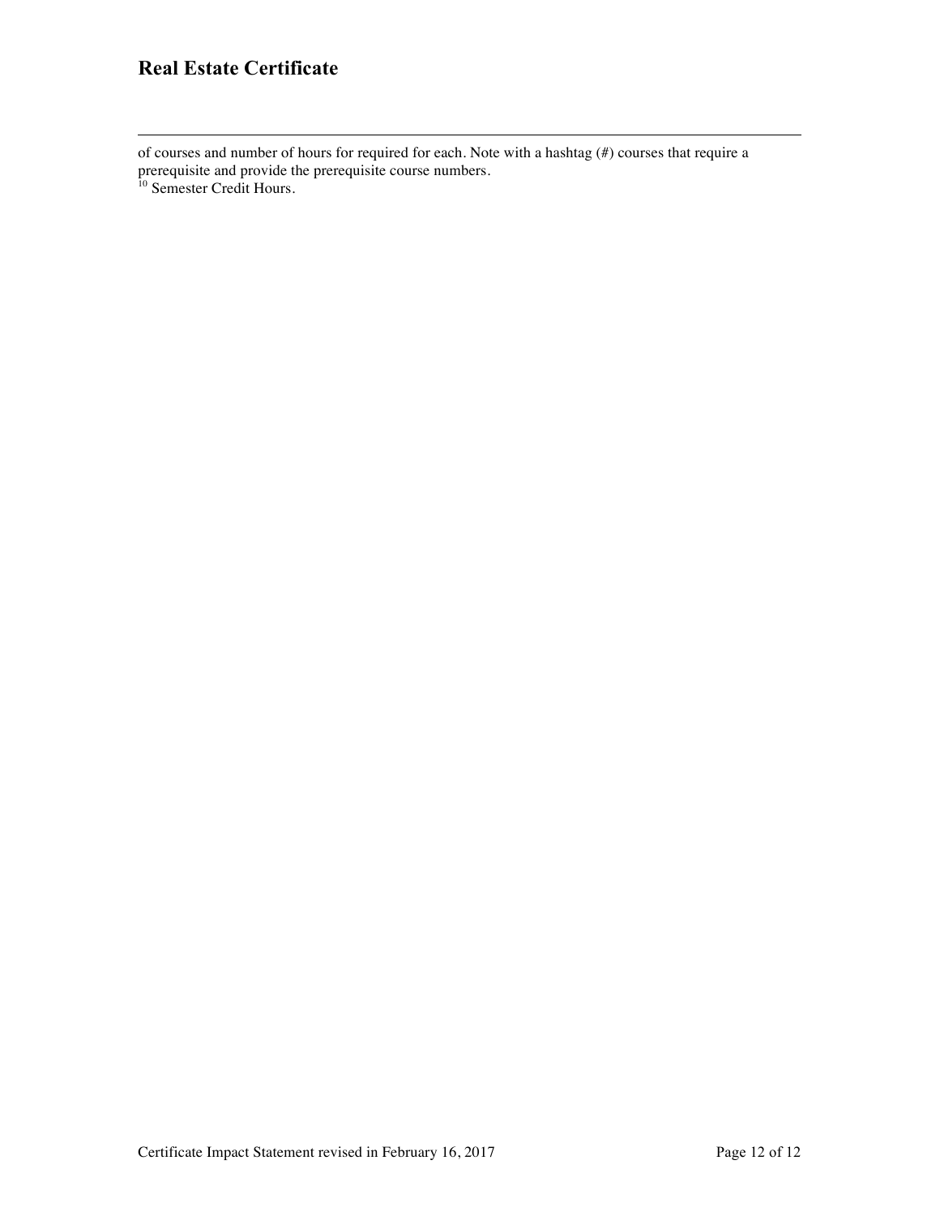of courses and number of hours for required for each. Note with a hashtag (#) courses that require a prerequisite and provide the prerequisite course numbers.

[10] Semester Credit Hours.